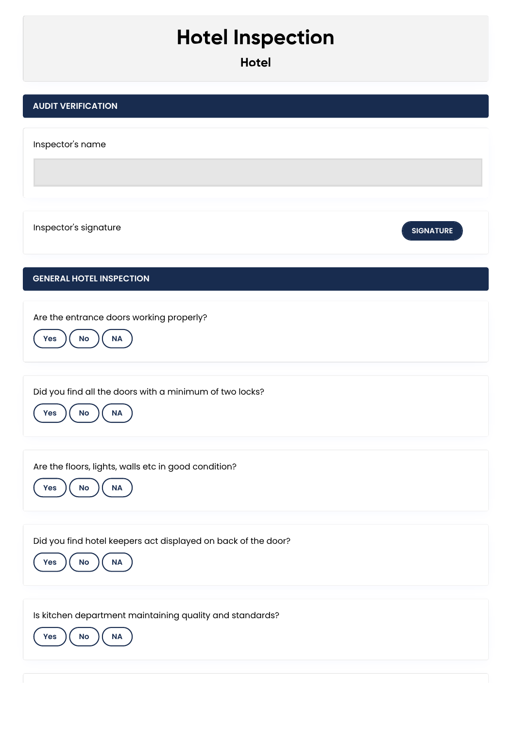# Hotel Inspection

## Hotel

## AUDIT VERIFICATION

Inspector's name

Inspector's signature

SIGNATURE

## GENERAL HOTEL INSPECTION

Are the entrance doors working properly?

Yes No NA

Did you find all the doors with a minimum of two locks?

Yes No NA

Are the floors, lights, walls etc in good condition?

Yes No NA

Did you find hotel keepers act displayed on back of the door?

Yes No NA

Is kitchen department maintaining quality and standards?

Yes No NA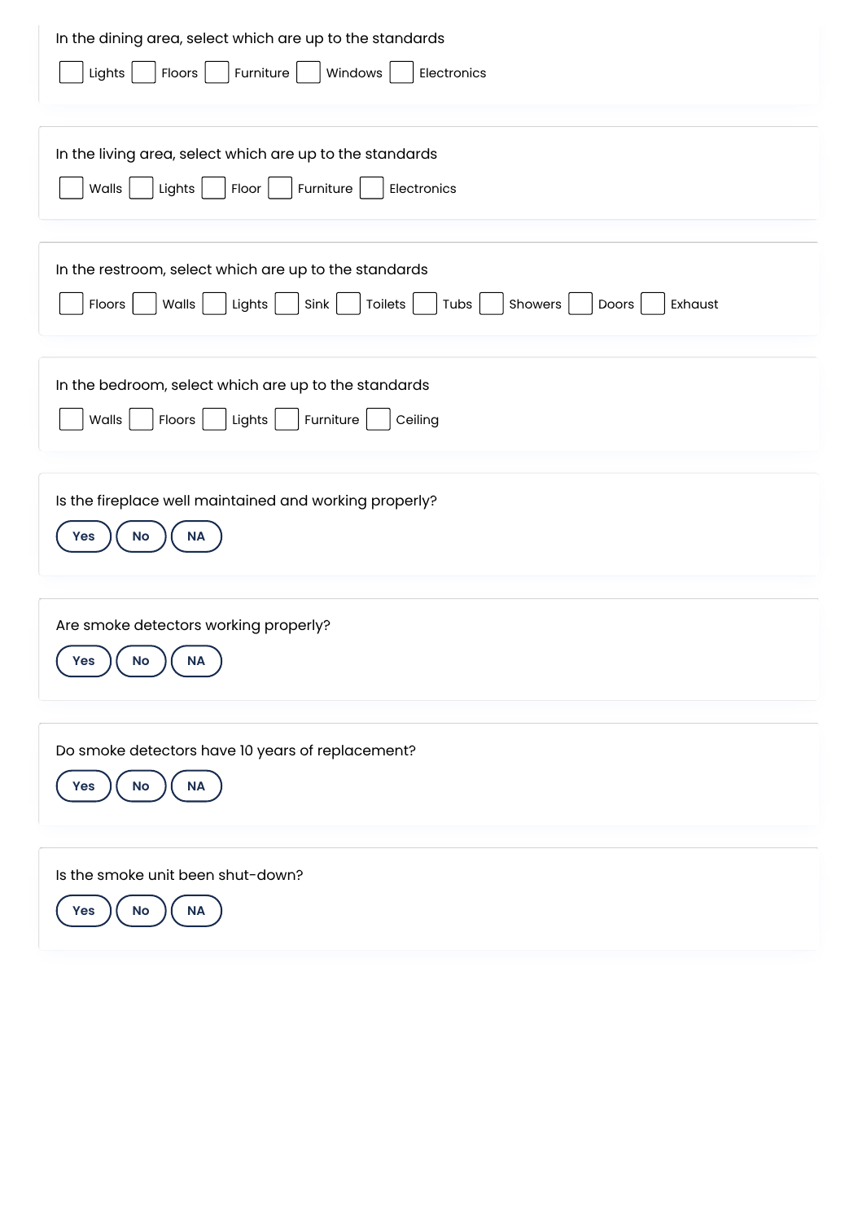In the dining area, select which are up to the standards

- [ ] Lights
- [ ] Floors
- [ ] Furniture
- [ ] Windows
- [ ] Electronics

In the living area, select which are up to the standards

- [ ] Walls
- [ ] Lights
- [ ] Floor
- [ ] Furniture
- [ ] Electronics

In the restroom, select which are up to the standards

- [ ] Floors
- [ ] Walls
- [ ] Lights
- [ ] Sink
- [ ] Toilets
- [ ] Tubs
- [ ] Showers
- [ ] Doors
- [ ] Exhaust

In the bedroom, select which are up to the standards

- [ ] Walls
- [ ] Floors
- [ ] Lights
- [ ] Furniture
- [ ] Ceiling

Is the fireplace well maintained and working properly?

Yes | No | NA

Are smoke detectors working properly?

Yes | No | NA

Do smoke detectors have 10 years of replacement?

Yes | No | NA

Is the smoke unit been shut-down?

Yes | No | NA